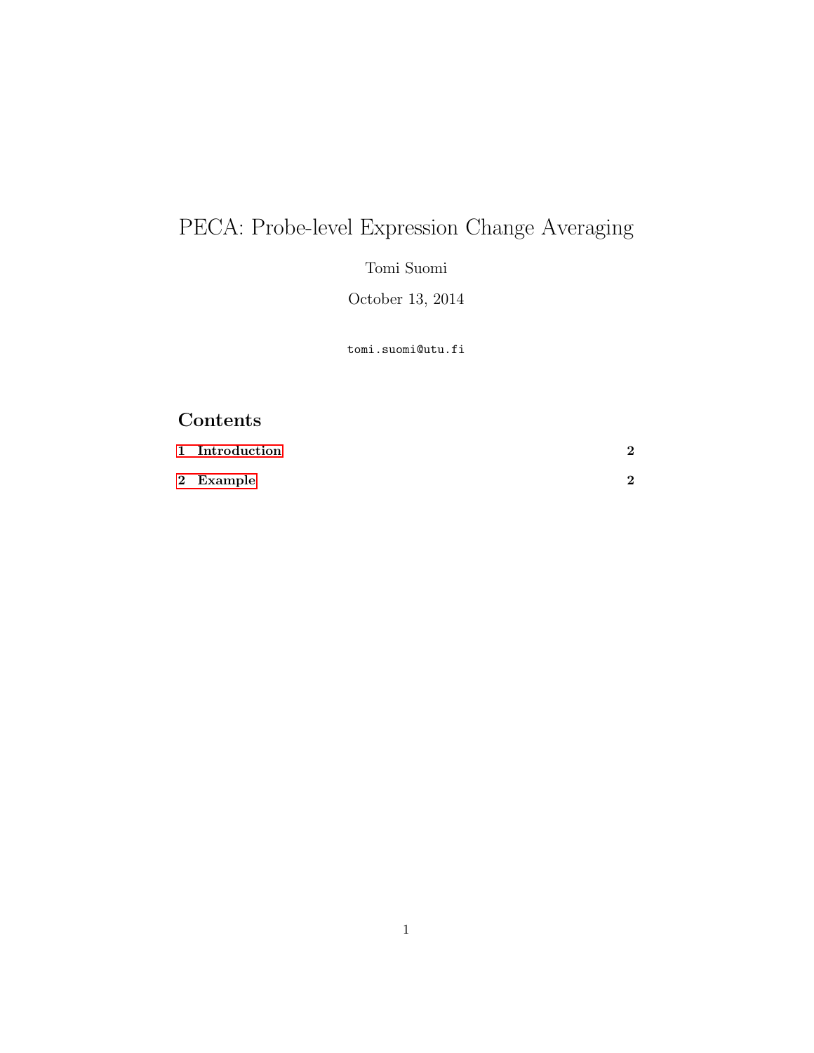# PECA: Probe-level Expression Change Averaging

Tomi Suomi

October 13, 2014

tomi.suomi@utu.fi

## Contents

1 Introduction 2

2 Example 2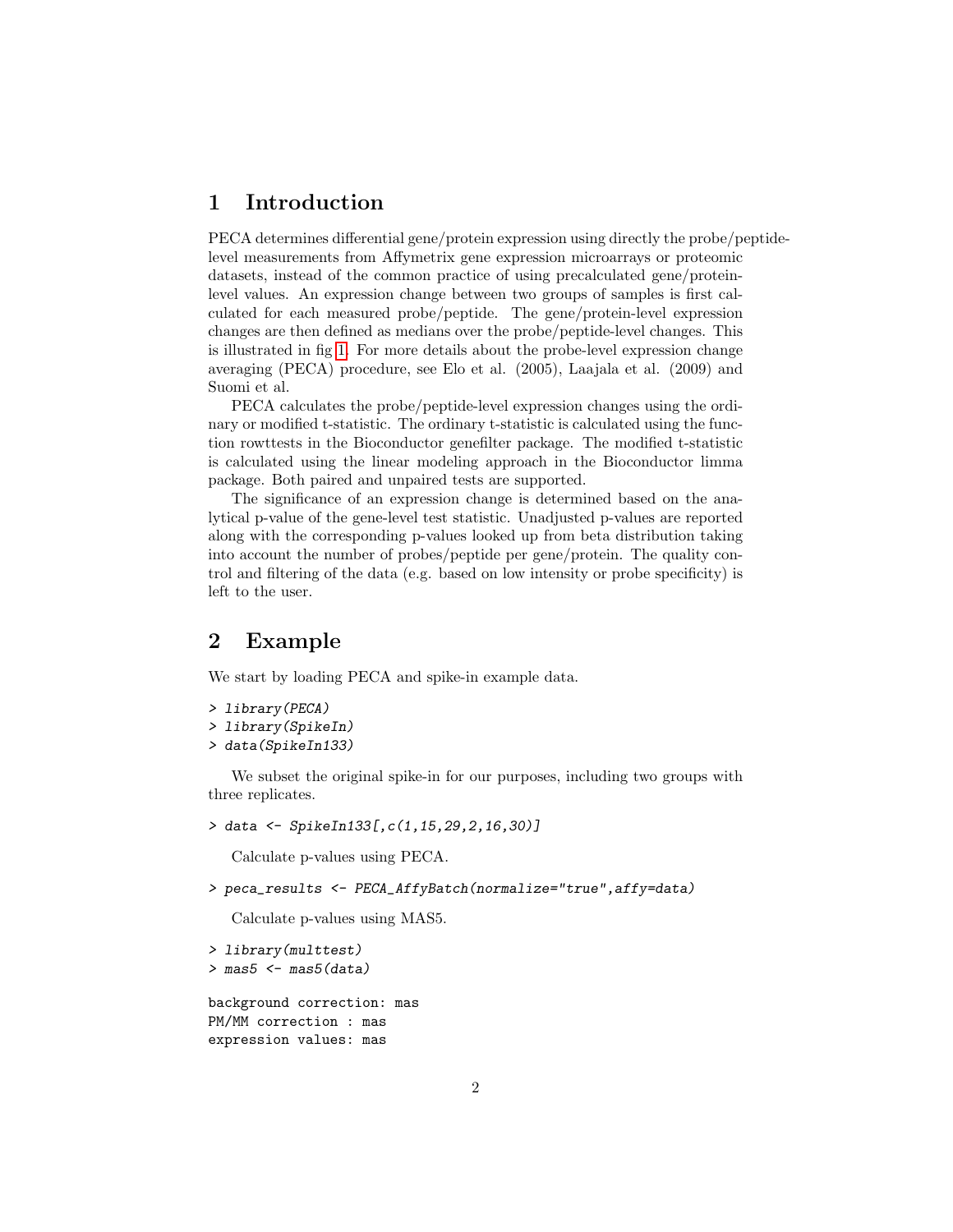# 1 Introduction

PECA determines differential gene/protein expression using directly the probe/peptide-level measurements from Affymetrix gene expression microarrays or proteomic datasets, instead of the common practice of using precalculated gene/protein-level values. An expression change between two groups of samples is first calculated for each measured probe/peptide. The gene/protein-level expression changes are then defined as medians over the probe/peptide-level changes. This is illustrated in fig 1. For more details about the probe-level expression change averaging (PECA) procedure, see Elo et al. (2005), Laajala et al. (2009) and Suomi et al.

PECA calculates the probe/peptide-level expression changes using the ordinary or modified t-statistic. The ordinary t-statistic is calculated using the function rowttests in the Bioconductor genefilter package. The modified t-statistic is calculated using the linear modeling approach in the Bioconductor limma package. Both paired and unpaired tests are supported.

The significance of an expression change is determined based on the analytical p-value of the gene-level test statistic. Unadjusted p-values are reported along with the corresponding p-values looked up from beta distribution taking into account the number of probes/peptide per gene/protein. The quality control and filtering of the data (e.g. based on low intensity or probe specificity) is left to the user.

# 2 Example

We start by loading PECA and spike-in example data.

```
> library(PECA)
> library(SpikeIn)
> data(SpikeIn133)
```

We subset the original spike-in for our purposes, including two groups with three replicates.

```
> data <- SpikeIn133[,c(1,15,29,2,16,30)]
```

Calculate p-values using PECA.

```
> peca_results <- PECA_AffyBatch(normalize="true",affy=data)
```

Calculate p-values using MAS5.

```
> library(multtest)
> mas5 <- mas5(data)

background correction: mas
PM/MM correction : mas
expression values: mas
```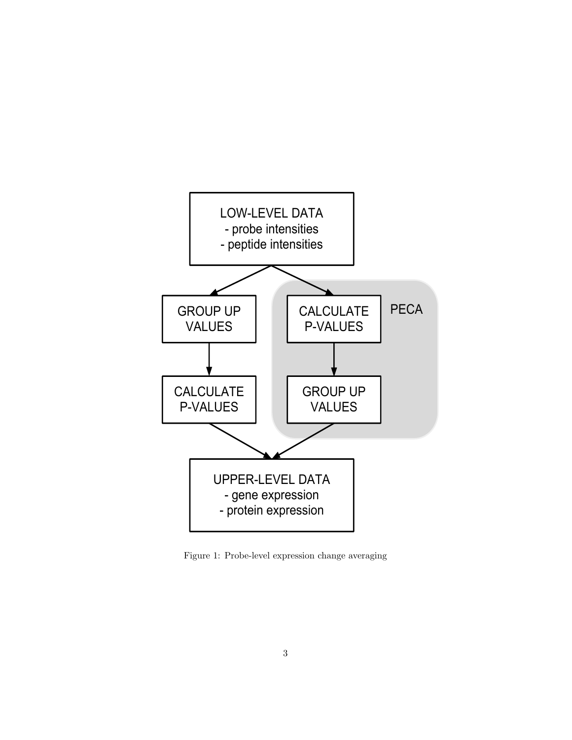LOW-LEVEL DATA
- probe intensities
- peptide intensities

GROUP UP VALUES

CALCULATE P-VALUES

CALCULATE P-VALUES

GROUP UP VALUES

PECA

UPPER-LEVEL DATA
- gene expression
- protein expression

Figure 1: Probe-level expression change averaging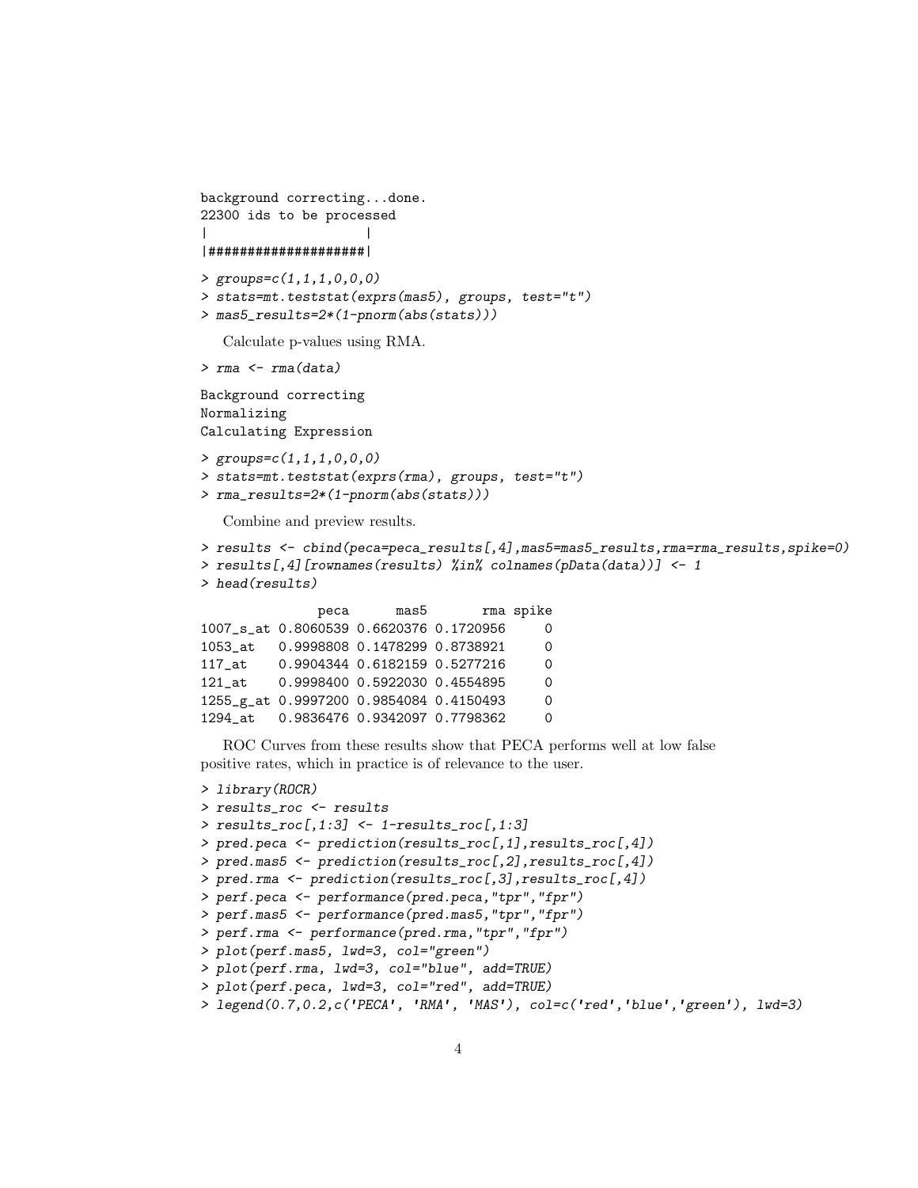```
background correcting...done.
22300 ids to be processed
|                    |
|####################|
```

```
> groups=c(1,1,1,0,0,0)
> stats=mt.teststat(exprs(mas5), groups, test="t")
> mas5_results=2*(1-pnorm(abs(stats)))
```

Calculate p-values using RMA.

```
> rma <- rma(data)
```

```
Background correcting
Normalizing
Calculating Expression
```

```
> groups=c(1,1,1,0,0,0)
> stats=mt.teststat(exprs(rma), groups, test="t")
> rma_results=2*(1-pnorm(abs(stats)))
```

Combine and preview results.

```
> results <- cbind(peca=peca_results[,4],mas5=mas5_results,rma=rma_results,spike=0)
> results[,4][rownames(results) %in% colnames(pData(data))] <- 1
> head(results)
```

```
               peca      mas5       rma spike
1007_s_at 0.8060539 0.6620376 0.1720956     0
1053_at   0.9998808 0.1478299 0.8738921     0
117_at    0.9904344 0.6182159 0.5277216     0
121_at    0.9998400 0.5922030 0.4554895     0
1255_g_at 0.9997200 0.9854084 0.4150493     0
1294_at   0.9836476 0.9342097 0.7798362     0
```

ROC Curves from these results show that PECA performs well at low false positive rates, which in practice is of relevance to the user.

```
> library(ROCR)
> results_roc <- results
> results_roc[,1:3] <- 1-results_roc[,1:3]
> pred.peca <- prediction(results_roc[,1],results_roc[,4])
> pred.mas5 <- prediction(results_roc[,2],results_roc[,4])
> pred.rma <- prediction(results_roc[,3],results_roc[,4])
> perf.peca <- performance(pred.peca,"tpr","fpr")
> perf.mas5 <- performance(pred.mas5,"tpr","fpr")
> perf.rma <- performance(pred.rma,"tpr","fpr")
> plot(perf.mas5, lwd=3, col="green")
> plot(perf.rma, lwd=3, col="blue", add=TRUE)
> plot(perf.peca, lwd=3, col="red", add=TRUE)
> legend(0.7,0.2,c('PECA', 'RMA', 'MAS'), col=c('red','blue','green'), lwd=3)
```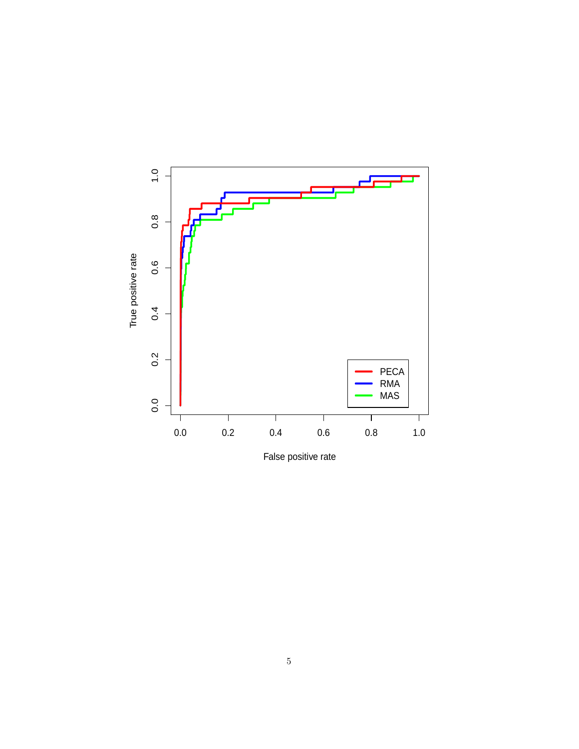True positive rate

1.0
0.8
0.6
0.4
0.2
0.0

0.0
0.2
0.4
0.6
0.8
1.0

False positive rate

PECA
RMA
MAS